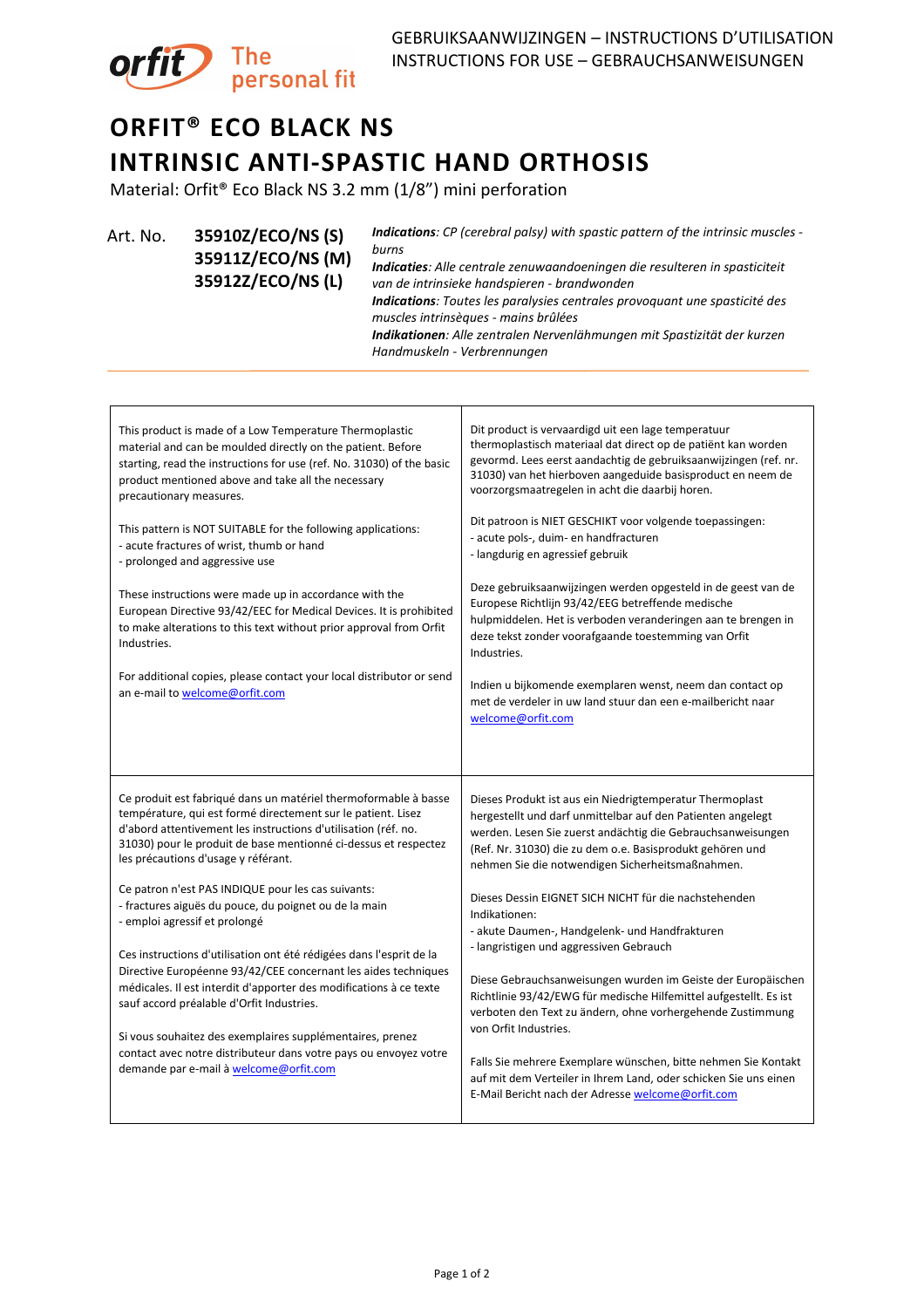GEBRUIKSAANWIJZINGEN – INSTRUCTIONS D'UTILISATION
INSTRUCTIONS FOR USE – GEBRAUCHSANWEISUNGEN

orfit The personal fit

# ORFIT® ECO BLACK NS
# INTRINSIC ANTI-SPASTIC HAND ORTHOSIS

Material: Orfit® Eco Black NS 3.2 mm (1/8") mini perforation

Art. No. **35910Z/ECO/NS (S)**
**35911Z/ECO/NS (M)**
**35912Z/ECO/NS (L)**

***Indications****: CP (cerebral palsy) with spastic pattern of the intrinsic muscles - burns*
***Indicaties****: Alle centrale zenuwaandoeningen die resulteren in spasticiteit van de intrinsieke handspieren - brandwonden*
***Indications****: Toutes les paralysies centrales provoquant une spasticité des muscles intrinsèques - mains brûlées*
***Indikationen****: Alle zentralen Nervenlähmungen mit Spastizität der kurzen Handmuskeln - Verbrennungen*

---

This product is made of a Low Temperature Thermoplastic material and can be moulded directly on the patient. Before starting, read the instructions for use (ref. No. 31030) of the basic product mentioned above and take all the necessary precautionary measures.

This pattern is NOT SUITABLE for the following applications:
- acute fractures of wrist, thumb or hand
- prolonged and aggressive use

These instructions were made up in accordance with the European Directive 93/42/EEC for Medical Devices. It is prohibited to make alterations to this text without prior approval from Orfit Industries.

For additional copies, please contact your local distributor or send an e-mail to welcome@orfit.com

Dit product is vervaardigd uit een lage temperatuur thermoplastisch materiaal dat direct op de patiënt kan worden gevormd. Lees eerst aandachtig de gebruiksaanwijzingen (ref. nr. 31030) van het hierboven aangeduide basisproduct en neem de voorzorgsmaatregelen in acht die daarbij horen.

Dit patroon is NIET GESCHIKT voor volgende toepassingen:
- acute pols-, duim- en handfracturen
- langdurig en agressief gebruik

Deze gebruiksaanwijzingen werden opgesteld in de geest van de Europese Richtlijn 93/42/EEG betreffende medische hulpmiddelen. Het is verboden veranderingen aan te brengen in deze tekst zonder voorafgaande toestemming van Orfit Industries.

Indien u bijkomende exemplaren wenst, neem dan contact op met de verdeler in uw land stuur dan een e-mailbericht naar welcome@orfit.com

Ce produit est fabriqué dans un matériel thermoformable à basse température, qui est formé directement sur le patient. Lisez d'abord attentivement les instructions d'utilisation (réf. no. 31030) pour le produit de base mentionné ci-dessus et respectez les précautions d'usage y référant.

Ce patron n'est PAS INDIQUE pour les cas suivants:
- fractures aiguës du pouce, du poignet ou de la main
- emploi agressif et prolongé

Ces instructions d'utilisation ont été rédigées dans l'esprit de la Directive Européenne 93/42/CEE concernant les aides techniques médicales. Il est interdit d'apporter des modifications à ce texte sauf accord préalable d'Orfit Industries.

Si vous souhaitez des exemplaires supplémentaires, prenez contact avec notre distributeur dans votre pays ou envoyez votre demande par e-mail à welcome@orfit.com

Dieses Produkt ist aus ein Niedrigtemperatur Thermoplast hergestellt und darf unmittelbar auf den Patienten angelegt werden. Lesen Sie zuerst andächtig die Gebrauchsanweisungen (Ref. Nr. 31030) die zu dem o.e. Basisprodukt gehören und nehmen Sie die notwendigen Sicherheitsmaßnahmen.

Dieses Dessin EIGNET SICH NICHT für die nachstehenden Indikationen:
- akute Daumen-, Handgelenk- und Handfrakturen
- langristigen und aggressiven Gebrauch

Diese Gebrauchsanweisungen wurden im Geiste der Europäischen Richtlinie 93/42/EWG für medische Hilfemittel aufgestellt. Es ist verboten den Text zu ändern, ohne vorhergehende Zustimmung von Orfit Industries.

Falls Sie mehrere Exemplare wünschen, bitte nehmen Sie Kontakt auf mit dem Verteiler in Ihrem Land, oder schicken Sie uns einen E-Mail Bericht nach der Adresse welcome@orfit.com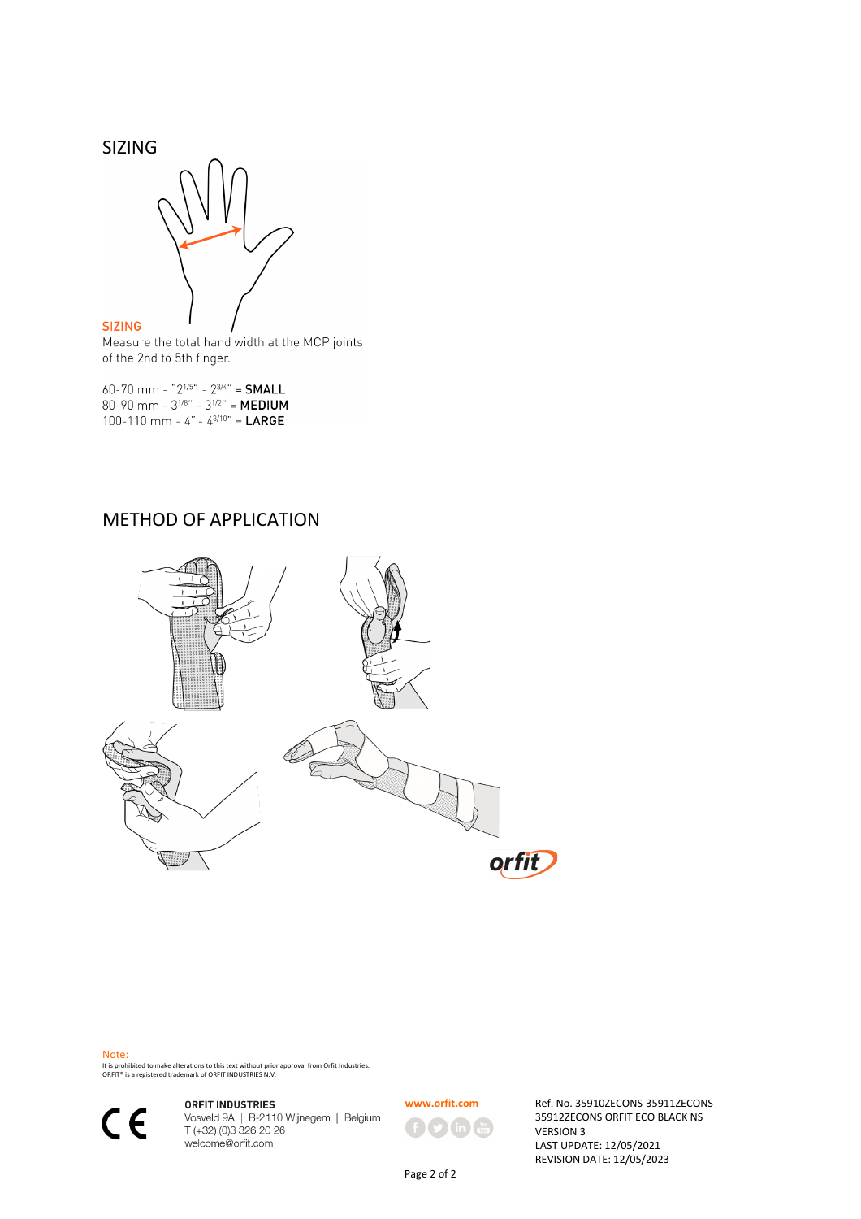# SIZING

**SIZING**

Measure the total hand width at the MCP joints of the 2nd to 5th finger.

60-70 mm - "$2^{1/5}$" - $2^{3/4}$" = **SMALL**
80-90 mm - $3^{1/8}$" - $3^{1/2}$" = **MEDIUM**
100-110 mm - 4" - $4^{3/10}$" = **LARGE**

# METHOD OF APPLICATION

orfit

Note:
It is prohibited to make alterations to this text without prior approval from Orfit Industries.
ORFIT® is a registered trademark of ORFIT INDUSTRIES N.V.

CE

**ORFIT INDUSTRIES**
Vosveld 9A | B-2110 Wijnegem | Belgium
T (+32) (0)3 326 20 26
welcome@orfit.com

**www.orfit.com**

Ref. No. 35910ZECONS-35911ZECONS-35912ZECONS ORFIT ECO BLACK NS
VERSION 3
LAST UPDATE: 12/05/2021
REVISION DATE: 12/05/2023